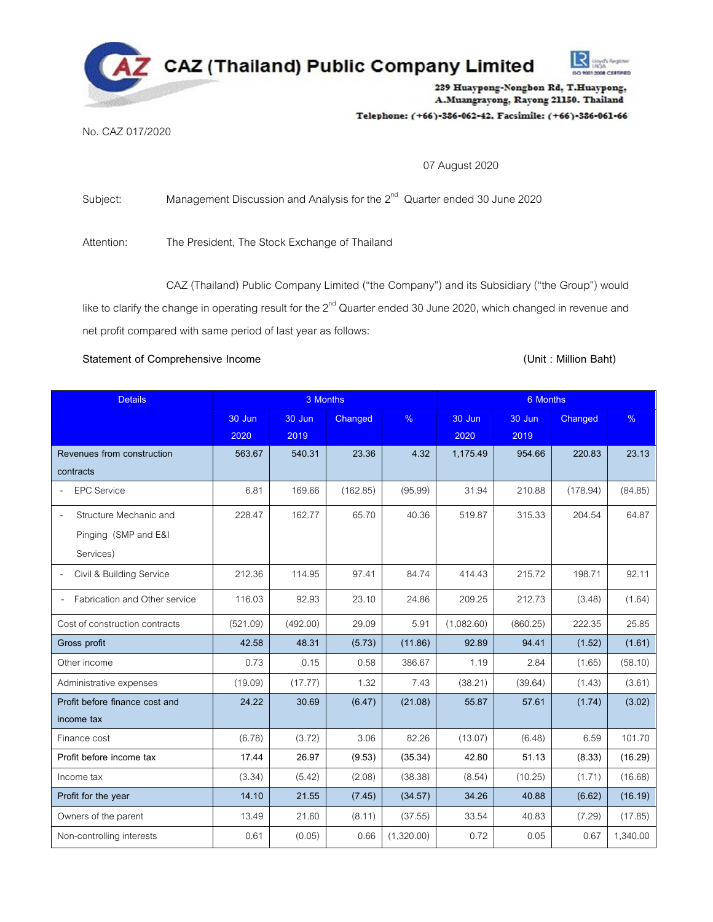# CAZ (Thailand) Public Company Limited

239 Huaypong-Nongbon Rd, T.Huaypong, A.Muangrayong, Rayong 21150. Thailand

Telephone: (+66)-386-062-42, Facsimile: (+66)-386-061-66

No. CAZ 017/2020

07 August 2020

Subject: Management Discussion and Analysis for the 2nd Quarter ended 30 June 2020

Attention: The President, The Stock Exchange of Thailand

CAZ (Thailand) Public Company Limited ("the Company") and its Subsidiary ("the Group") would like to clarify the change in operating result for the 2nd Quarter ended 30 June 2020, which changed in revenue and net profit compared with same period of last year as follows:

**Statement of Comprehensive Income** (Unit : Million Baht)

| Details | 3 Months | | | | 6 Months | | | |
|---|---|---|---|---|---|---|---|---|
| | 30 Jun 2020 | 30 Jun 2019 | Changed | % | 30 Jun 2020 | 30 Jun 2019 | Changed | % |
| Revenues from construction contracts | 563.67 | 540.31 | 23.36 | 4.32 | 1,175.49 | 954.66 | 220.83 | 23.13 |
| - EPC Service | 6.81 | 169.66 | (162.85) | (95.99) | 31.94 | 210.88 | (178.94) | (84.85) |
| - Structure Mechanic and Pinging (SMP and E&I Services) | 228.47 | 162.77 | 65.70 | 40.36 | 519.87 | 315.33 | 204.54 | 64.87 |
| - Civil & Building Service | 212.36 | 114.95 | 97.41 | 84.74 | 414.43 | 215.72 | 198.71 | 92.11 |
| - Fabrication and Other service | 116.03 | 92.93 | 23.10 | 24.86 | 209.25 | 212.73 | (3.48) | (1.64) |
| Cost of construction contracts | (521.09) | (492.00) | 29.09 | 5.91 | (1,082.60) | (860.25) | 222.35 | 25.85 |
| Gross profit | 42.58 | 48.31 | (5.73) | (11.86) | 92.89 | 94.41 | (1.52) | (1.61) |
| Other income | 0.73 | 0.15 | 0.58 | 386.67 | 1.19 | 2.84 | (1.65) | (58.10) |
| Administrative expenses | (19.09) | (17.77) | 1.32 | 7.43 | (38.21) | (39.64) | (1.43) | (3.61) |
| Profit before finance cost and income tax | 24.22 | 30.69 | (6.47) | (21.08) | 55.87 | 57.61 | (1.74) | (3.02) |
| Finance cost | (6.78) | (3.72) | 3.06 | 82.26 | (13.07) | (6.48) | 6.59 | 101.70 |
| Profit before income tax | 17.44 | 26.97 | (9.53) | (35.34) | 42.80 | 51.13 | (8.33) | (16.29) |
| Income tax | (3.34) | (5.42) | (2.08) | (38.38) | (8.54) | (10.25) | (1.71) | (16.68) |
| Profit for the year | 14.10 | 21.55 | (7.45) | (34.57) | 34.26 | 40.88 | (6.62) | (16.19) |
| Owners of the parent | 13.49 | 21.60 | (8.11) | (37.55) | 33.54 | 40.83 | (7.29) | (17.85) |
| Non-controlling interests | 0.61 | (0.05) | 0.66 | (1,320.00) | 0.72 | 0.05 | 0.67 | 1,340.00 |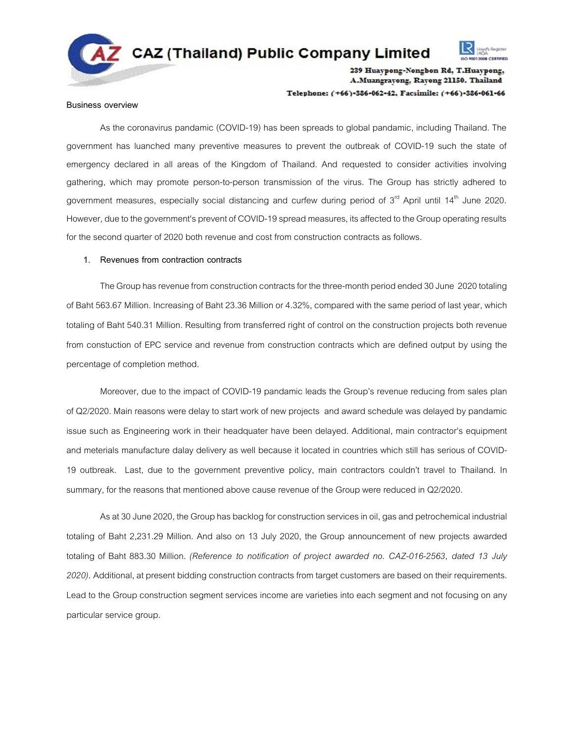Business overview

As the coronavirus pandamic (COVID-19) has been spreads to global pandamic, including Thailand. The government has luanched many preventive measures to prevent the outbreak of COVID-19 such the state of emergency declared in all areas of the Kingdom of Thailand. And requested to consider activities involving gathering, which may promote person-to-person transmission of the virus. The Group has strictly adhered to government measures, especially social distancing and curfew during period of 3rd April until 14th June 2020. However, due to the government's prevent of COVID-19 spread measures, its affected to the Group operating results for the second quarter of 2020 both revenue and cost from construction contracts as follows.

1. **Revenues from contraction contracts**

The Group has revenue from construction contracts for the three-month period ended 30 June 2020 totaling of Baht 563.67 Million. Increasing of Baht 23.36 Million or 4.32%, compared with the same period of last year, which totaling of Baht 540.31 Million. Resulting from transferred right of control on the construction projects both revenue from constuction of EPC service and revenue from construction contracts which are defined output by using the percentage of completion method.

Moreover, due to the impact of COVID-19 pandamic leads the Group's revenue reducing from sales plan of Q2/2020. Main reasons were delay to start work of new projects and award schedule was delayed by pandamic issue such as Engineering work in their headquater have been delayed. Additional, main contractor's equipment and meterials manufacture dalay delivery as well because it located in countries which still has serious of COVID-19 outbreak. Last, due to the government preventive policy, main contractors couldn't travel to Thailand. In summary, for the reasons that mentioned above cause revenue of the Group were reduced in Q2/2020.

As at 30 June 2020, the Group has backlog for construction services in oil, gas and petrochemical industrial totaling of Baht 2,231.29 Million. And also on 13 July 2020, the Group announcement of new projects awarded totaling of Baht 883.30 Million. *(Reference to notification of project awarded no. CAZ-016-2563, dated 13 July 2020)*. Additional, at present bidding construction contracts from target customers are based on their requirements. Lead to the Group construction segment services income are varieties into each segment and not focusing on any particular service group.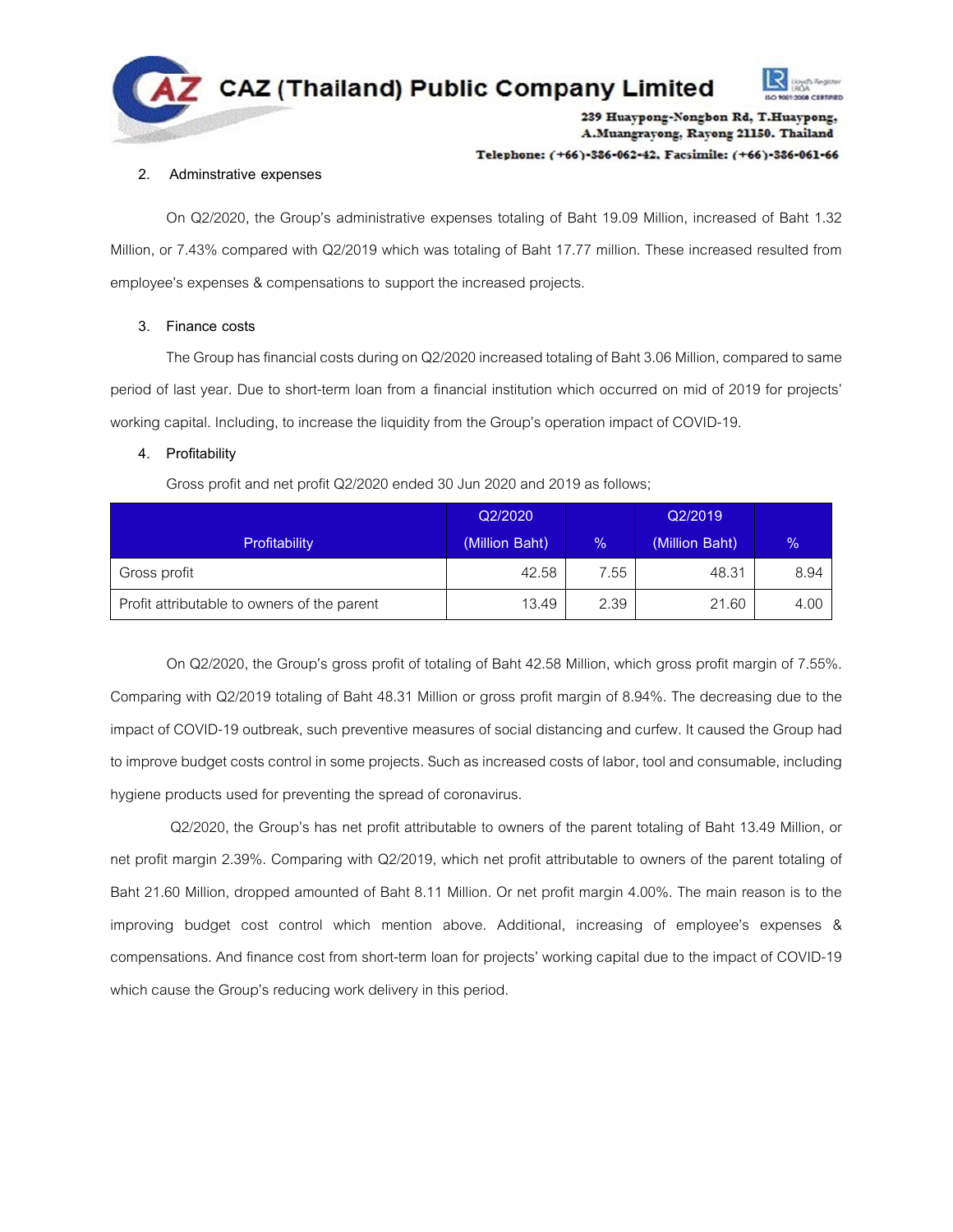2. Adminstrative expenses

On Q2/2020, the Group's administrative expenses totaling of Baht 19.09 Million, increased of Baht 1.32 Million, or 7.43% compared with Q2/2019 which was totaling of Baht 17.77 million. These increased resulted from employee's expenses & compensations to support the increased projects.

3. Finance costs

The Group has financial costs during on Q2/2020 increased totaling of Baht 3.06 Million, compared to same period of last year. Due to short-term loan from a financial institution which occurred on mid of 2019 for projects' working capital. Including, to increase the liquidity from the Group's operation impact of COVID-19.

4. Profitability

Gross profit and net profit Q2/2020 ended 30 Jun 2020 and 2019 as follows;

| Profitability | Q2/2020 (Million Baht) | % | Q2/2019 (Million Baht) | % |
|---|---|---|---|---|
| Gross profit | 42.58 | 7.55 | 48.31 | 8.94 |
| Profit attributable to owners of the parent | 13.49 | 2.39 | 21.60 | 4.00 |

On Q2/2020, the Group's gross profit of totaling of Baht 42.58 Million, which gross profit margin of 7.55%. Comparing with Q2/2019 totaling of Baht 48.31 Million or gross profit margin of 8.94%. The decreasing due to the impact of COVID-19 outbreak, such preventive measures of social distancing and curfew. It caused the Group had to improve budget costs control in some projects. Such as increased costs of labor, tool and consumable, including hygiene products used for preventing the spread of coronavirus.

Q2/2020, the Group's has net profit attributable to owners of the parent totaling of Baht 13.49 Million, or net profit margin 2.39%. Comparing with Q2/2019, which net profit attributable to owners of the parent totaling of Baht 21.60 Million, dropped amounted of Baht 8.11 Million. Or net profit margin 4.00%. The main reason is to the improving budget cost control which mention above. Additional, increasing of employee's expenses & compensations. And finance cost from short-term loan for projects' working capital due to the impact of COVID-19 which cause the Group's reducing work delivery in this period.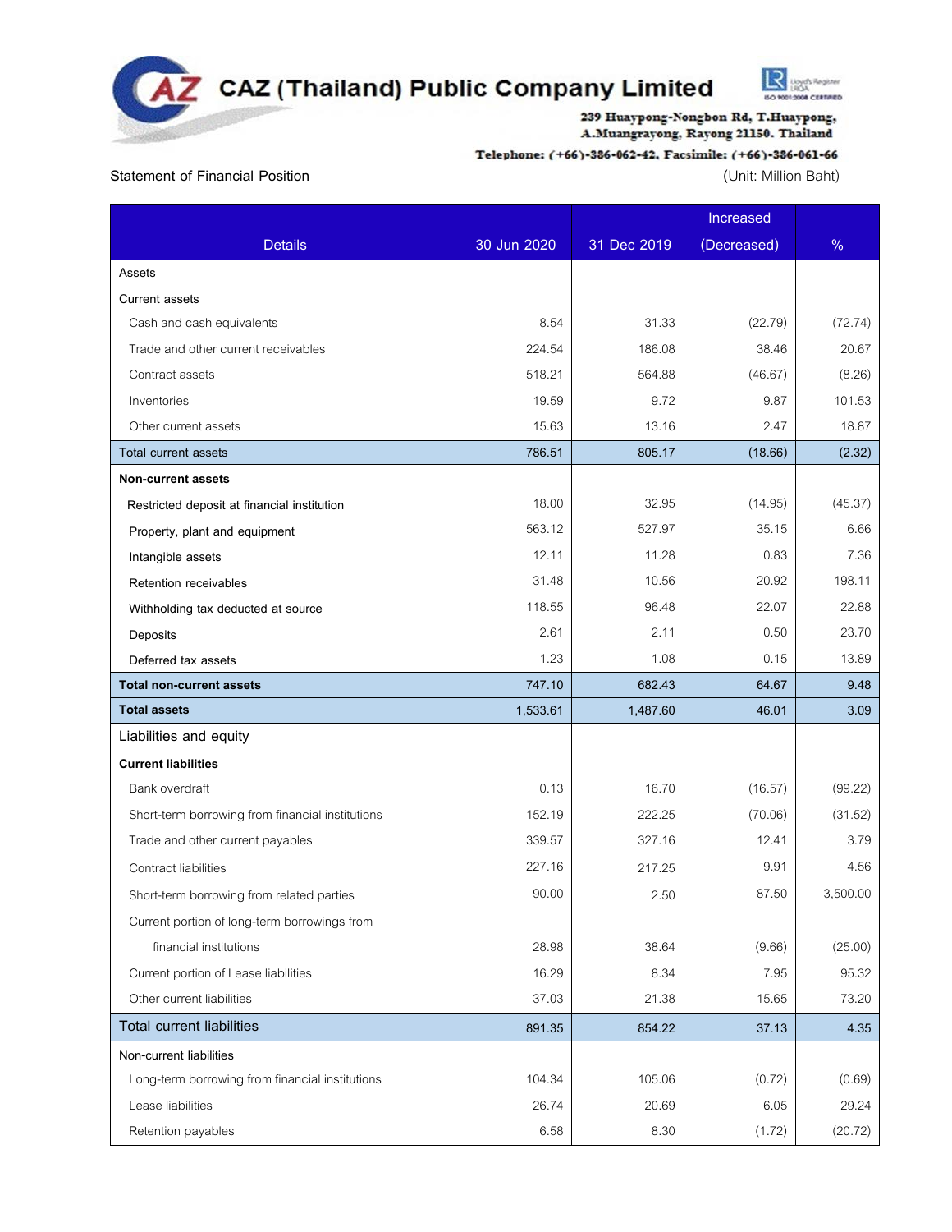# CAZ (Thailand) Public Company Limited

239 Huaypong-Nongbon Rd, T.Huaypong, A.Muangrayong, Rayong 21150. Thailand

Telephone: (+66)-386-062-42, Facsimile: (+66)-386-061-66

Statement of Financial Position (Unit: Million Baht)

| Details | 30 Jun 2020 | 31 Dec 2019 | Increased (Decreased) | % |
|---|---|---|---|---|
| Assets | | | | |
| Current assets | | | | |
| Cash and cash equivalents | 8.54 | 31.33 | (22.79) | (72.74) |
| Trade and other current receivables | 224.54 | 186.08 | 38.46 | 20.67 |
| Contract assets | 518.21 | 564.88 | (46.67) | (8.26) |
| Inventories | 19.59 | 9.72 | 9.87 | 101.53 |
| Other current assets | 15.63 | 13.16 | 2.47 | 18.87 |
| Total current assets | 786.51 | 805.17 | (18.66) | (2.32) |
| **Non-current assets** | | | | |
| Restricted deposit at financial institution | 18.00 | 32.95 | (14.95) | (45.37) |
| Property, plant and equipment | 563.12 | 527.97 | 35.15 | 6.66 |
| Intangible assets | 12.11 | 11.28 | 0.83 | 7.36 |
| Retention receivables | 31.48 | 10.56 | 20.92 | 198.11 |
| Withholding tax deducted at source | 118.55 | 96.48 | 22.07 | 22.88 |
| Deposits | 2.61 | 2.11 | 0.50 | 23.70 |
| Deferred tax assets | 1.23 | 1.08 | 0.15 | 13.89 |
| **Total non-current assets** | 747.10 | 682.43 | 64.67 | 9.48 |
| **Total assets** | 1,533.61 | 1,487.60 | 46.01 | 3.09 |
| Liabilities and equity | | | | |
| **Current liabilities** | | | | |
| Bank overdraft | 0.13 | 16.70 | (16.57) | (99.22) |
| Short-term borrowing from financial institutions | 152.19 | 222.25 | (70.06) | (31.52) |
| Trade and other current payables | 339.57 | 327.16 | 12.41 | 3.79 |
| Contract liabilities | 227.16 | 217.25 | 9.91 | 4.56 |
| Short-term borrowing from related parties | 90.00 | 2.50 | 87.50 | 3,500.00 |
| Current portion of long-term borrowings from financial institutions | 28.98 | 38.64 | (9.66) | (25.00) |
| Current portion of Lease liabilities | 16.29 | 8.34 | 7.95 | 95.32 |
| Other current liabilities | 37.03 | 21.38 | 15.65 | 73.20 |
| Total current liabilities | 891.35 | 854.22 | 37.13 | 4.35 |
| Non-current liabilities | | | | |
| Long-term borrowing from financial institutions | 104.34 | 105.06 | (0.72) | (0.69) |
| Lease liabilities | 26.74 | 20.69 | 6.05 | 29.24 |
| Retention payables | 6.58 | 8.30 | (1.72) | (20.72) |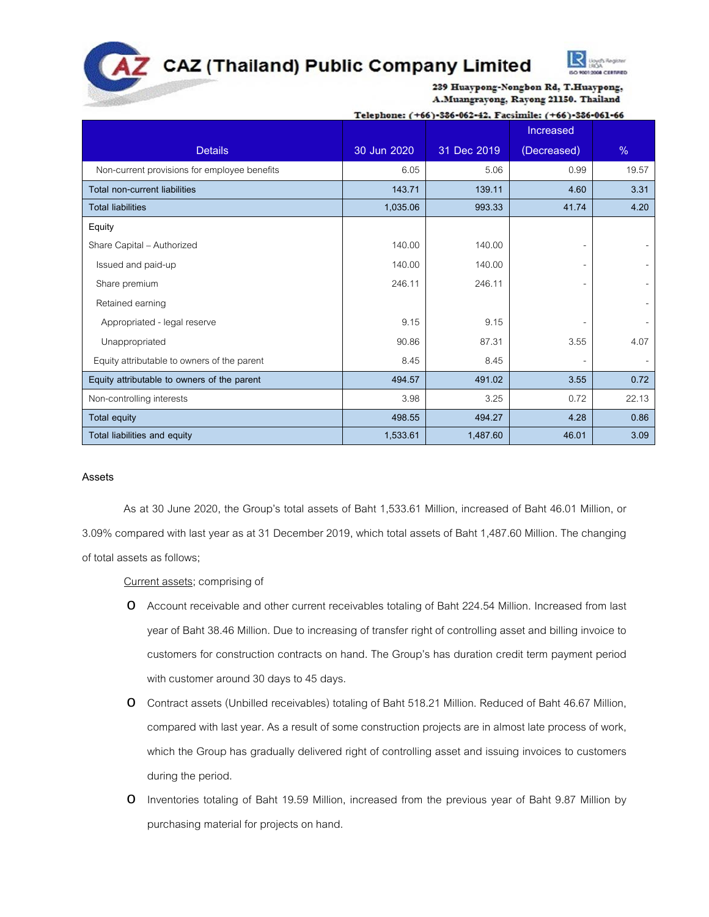| Details | 30 Jun 2020 | 31 Dec 2019 | Increased (Decreased) | % |
|---|---|---|---|---|
| Non-current provisions for employee benefits | 6.05 | 5.06 | 0.99 | 19.57 |
| Total non-current liabilities | 143.71 | 139.11 | 4.60 | 3.31 |
| Total liabilities | 1,035.06 | 993.33 | 41.74 | 4.20 |
| Equity | | | | |
| Share Capital – Authorized | 140.00 | 140.00 | - | - |
| Issued and paid-up | 140.00 | 140.00 | - | - |
| Share premium | 246.11 | 246.11 | - | - |
| Retained earning | | | | - |
| Appropriated - legal reserve | 9.15 | 9.15 | - | - |
| Unappropriated | 90.86 | 87.31 | 3.55 | 4.07 |
| Equity attributable to owners of the parent | 8.45 | 8.45 | - | - |
| Equity attributable to owners of the parent | 494.57 | 491.02 | 3.55 | 0.72 |
| Non-controlling interests | 3.98 | 3.25 | 0.72 | 22.13 |
| Total equity | 498.55 | 494.27 | 4.28 | 0.86 |
| Total liabilities and equity | 1,533.61 | 1,487.60 | 46.01 | 3.09 |

**Assets**

As at 30 June 2020, the Group's total assets of Baht 1,533.61 Million, increased of Baht 46.01 Million, or 3.09% compared with last year as at 31 December 2019, which total assets of Baht 1,487.60 Million. The changing of total assets as follows;

Current assets; comprising of

- Account receivable and other current receivables totaling of Baht 224.54 Million. Increased from last year of Baht 38.46 Million. Due to increasing of transfer right of controlling asset and billing invoice to customers for construction contracts on hand. The Group's has duration credit term payment period with customer around 30 days to 45 days.
- Contract assets (Unbilled receivables) totaling of Baht 518.21 Million. Reduced of Baht 46.67 Million, compared with last year. As a result of some construction projects are in almost late process of work, which the Group has gradually delivered right of controlling asset and issuing invoices to customers during the period.
- Inventories totaling of Baht 19.59 Million, increased from the previous year of Baht 9.87 Million by purchasing material for projects on hand.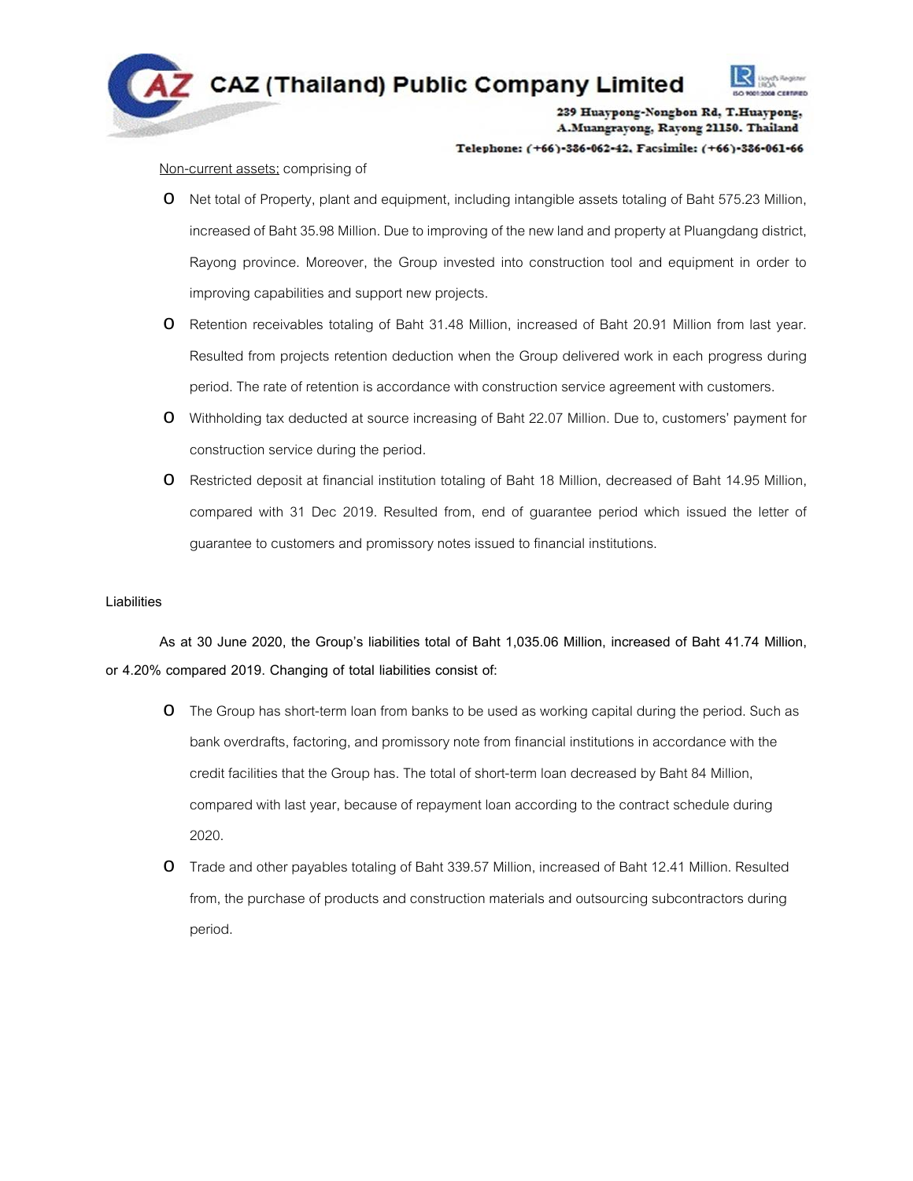Non-current assets: comprising of

- Net total of Property, plant and equipment, including intangible assets totaling of Baht 575.23 Million, increased of Baht 35.98 Million. Due to improving of the new land and property at Pluangdang district, Rayong province. Moreover, the Group invested into construction tool and equipment in order to improving capabilities and support new projects.
- Retention receivables totaling of Baht 31.48 Million, increased of Baht 20.91 Million from last year. Resulted from projects retention deduction when the Group delivered work in each progress during period. The rate of retention is accordance with construction service agreement with customers.
- Withholding tax deducted at source increasing of Baht 22.07 Million. Due to, customers' payment for construction service during the period.
- Restricted deposit at financial institution totaling of Baht 18 Million, decreased of Baht 14.95 Million, compared with 31 Dec 2019. Resulted from, end of guarantee period which issued the letter of guarantee to customers and promissory notes issued to financial institutions.

**Liabilities**

**As at 30 June 2020, the Group's liabilities total of Baht 1,035.06 Million, increased of Baht 41.74 Million, or 4.20% compared 2019. Changing of total liabilities consist of:**

- The Group has short-term loan from banks to be used as working capital during the period. Such as bank overdrafts, factoring, and promissory note from financial institutions in accordance with the credit facilities that the Group has. The total of short-term loan decreased by Baht 84 Million, compared with last year, because of repayment loan according to the contract schedule during 2020.
- Trade and other payables totaling of Baht 339.57 Million, increased of Baht 12.41 Million. Resulted from, the purchase of products and construction materials and outsourcing subcontractors during period.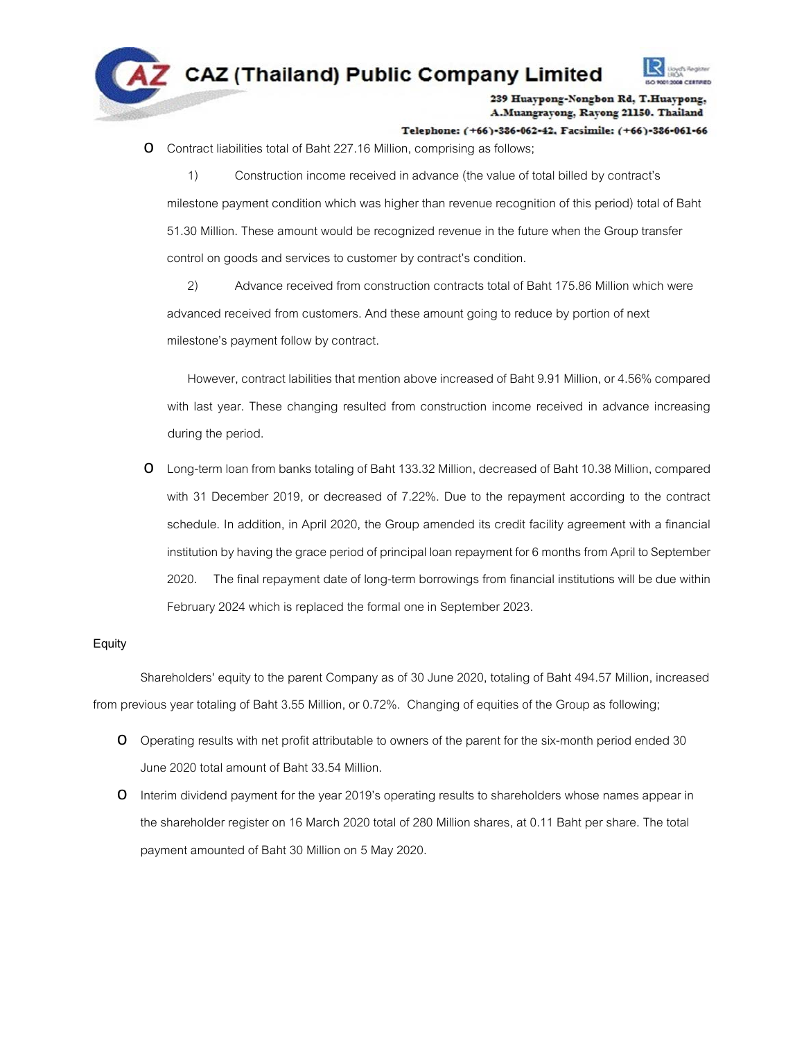- Contract liabilities total of Baht 227.16 Million, comprising as follows;

  1) Construction income received in advance (the value of total billed by contract's milestone payment condition which was higher than revenue recognition of this period) total of Baht 51.30 Million. These amount would be recognized revenue in the future when the Group transfer control on goods and services to customer by contract's condition.

  2) Advance received from construction contracts total of Baht 175.86 Million which were advanced received from customers. And these amount going to reduce by portion of next milestone's payment follow by contract.

  However, contract labilities that mention above increased of Baht 9.91 Million, or 4.56% compared with last year. These changing resulted from construction income received in advance increasing during the period.

- Long-term loan from banks totaling of Baht 133.32 Million, decreased of Baht 10.38 Million, compared with 31 December 2019, or decreased of 7.22%. Due to the repayment according to the contract schedule. In addition, in April 2020, the Group amended its credit facility agreement with a financial institution by having the grace period of principal loan repayment for 6 months from April to September 2020. The final repayment date of long-term borrowings from financial institutions will be due within February 2024 which is replaced the formal one in September 2023.

## Equity

Shareholders' equity to the parent Company as of 30 June 2020, totaling of Baht 494.57 Million, increased from previous year totaling of Baht 3.55 Million, or 0.72%. Changing of equities of the Group as following;

- Operating results with net profit attributable to owners of the parent for the six-month period ended 30 June 2020 total amount of Baht 33.54 Million.
- Interim dividend payment for the year 2019's operating results to shareholders whose names appear in the shareholder register on 16 March 2020 total of 280 Million shares, at 0.11 Baht per share. The total payment amounted of Baht 30 Million on 5 May 2020.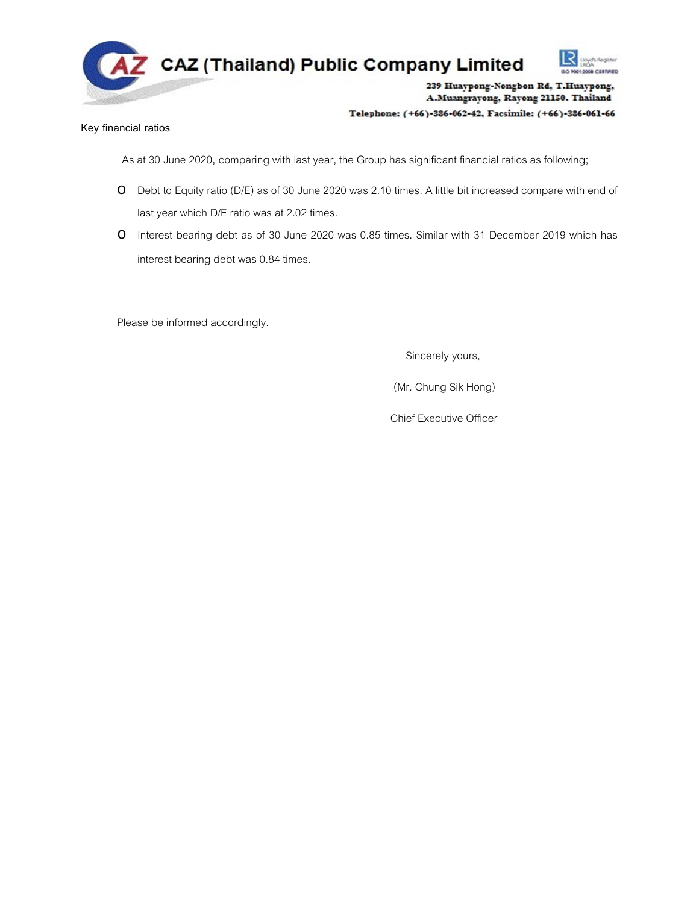**Key financial ratios**

As at 30 June 2020, comparing with last year, the Group has significant financial ratios as following;

- Debt to Equity ratio (D/E) as of 30 June 2020 was 2.10 times. A little bit increased compare with end of last year which D/E ratio was at 2.02 times.
- Interest bearing debt as of 30 June 2020 was 0.85 times. Similar with 31 December 2019 which has interest bearing debt was 0.84 times.

Please be informed accordingly.

Sincerely yours,

(Mr. Chung Sik Hong)

Chief Executive Officer